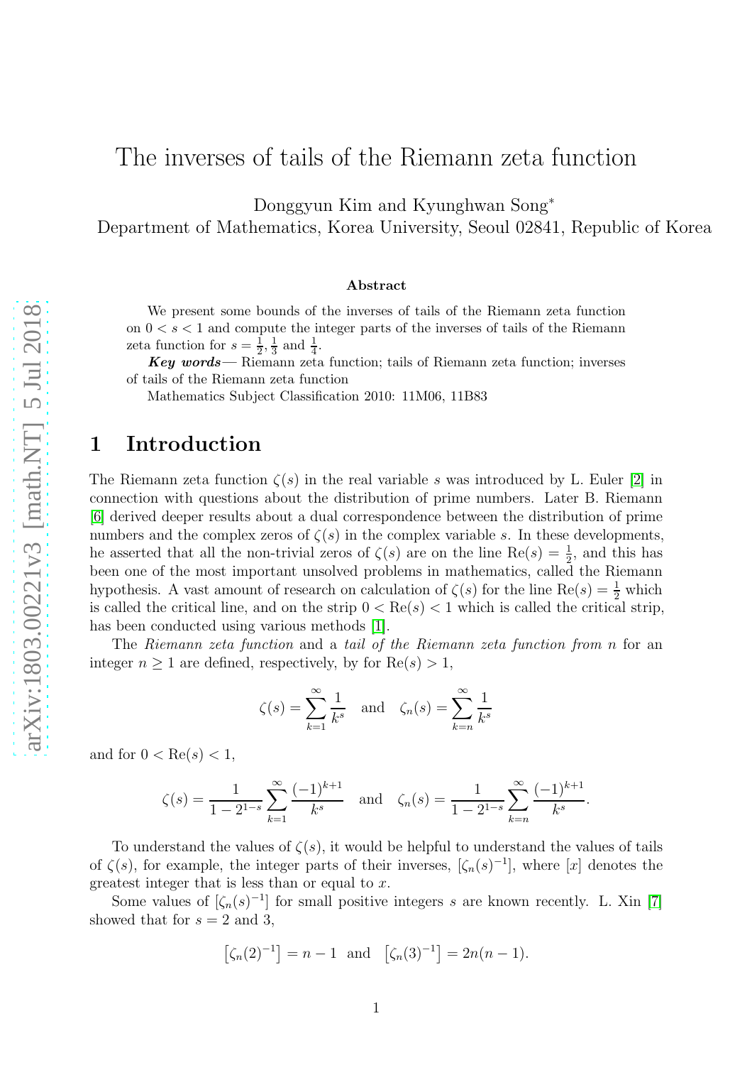# The inverses of tails of the Riemann zeta function

Donggyun Kim and Kyunghwan Song*

Department of Mathematics, Korea University, Seoul 02841, Republic of Korea

### Abstract

We present some bounds of the inverses of tails of the Riemann zeta function on $0 < s < 1$ and compute the integer parts of the inverses of tails of the Riemann zeta function for $s = \frac{1}{2}, \frac{1}{3}$ and $\frac{1}{4}$.

***Key words***— Riemann zeta function; tails of Riemann zeta function; inverses of tails of the Riemann zeta function

Mathematics Subject Classification 2010: 11M06, 11B83

## 1 Introduction

The Riemann zeta function $\zeta(s)$ in the real variable $s$ was introduced by L. Euler [2] in connection with questions about the distribution of prime numbers. Later B. Riemann [6] derived deeper results about a dual correspondence between the distribution of prime numbers and the complex zeros of $\zeta(s)$ in the complex variable $s$. In these developments, he asserted that all the non-trivial zeros of $\zeta(s)$ are on the line $\mathrm{Re}(s) = \frac{1}{2}$, and this has been one of the most important unsolved problems in mathematics, called the Riemann hypothesis. A vast amount of research on calculation of $\zeta(s)$ for the line $\mathrm{Re}(s) = \frac{1}{2}$ which is called the critical line, and on the strip $0 < \mathrm{Re}(s) < 1$ which is called the critical strip, has been conducted using various methods [1].

The *Riemann zeta function* and a *tail of the Riemann zeta function from* $n$ for an integer $n \geq 1$ are defined, respectively, by for $\mathrm{Re}(s) > 1$,

$$\zeta(s) = \sum_{k=1}^{\infty} \frac{1}{k^s} \quad \text{and} \quad \zeta_n(s) = \sum_{k=n}^{\infty} \frac{1}{k^s}$$

and for $0 < \mathrm{Re}(s) < 1$,

$$\zeta(s) = \frac{1}{1 - 2^{1-s}} \sum_{k=1}^{\infty} \frac{(-1)^{k+1}}{k^s} \quad \text{and} \quad \zeta_n(s) = \frac{1}{1 - 2^{1-s}} \sum_{k=n}^{\infty} \frac{(-1)^{k+1}}{k^s}.$$

To understand the values of $\zeta(s)$, it would be helpful to understand the values of tails of $\zeta(s)$, for example, the integer parts of their inverses, $[\zeta_n(s)^{-1}]$, where $[x]$ denotes the greatest integer that is less than or equal to $x$.

Some values of $[\zeta_n(s)^{-1}]$ for small positive integers $s$ are known recently. L. Xin [7] showed that for $s = 2$ and 3,

$$\left[\zeta_n(2)^{-1}\right] = n - 1 \ \text{ and } \ \left[\zeta_n(3)^{-1}\right] = 2n(n-1).$$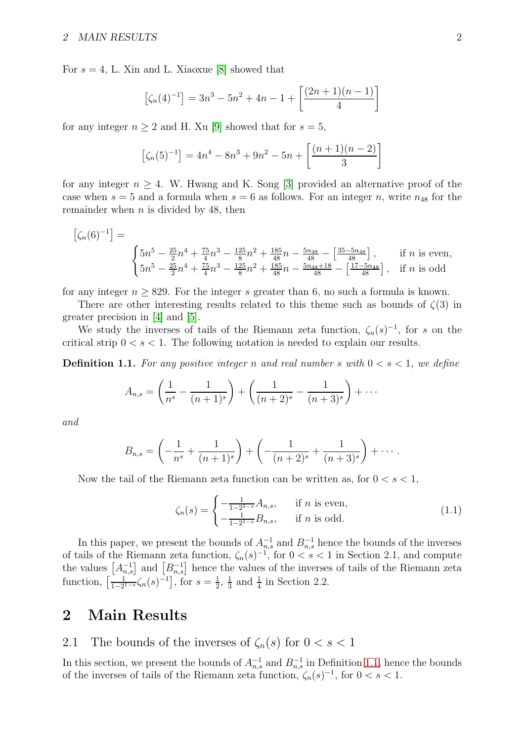For $s = 4$, L. Xin and L. Xiaoxue [8] showed that

$$\left[\zeta_n(4)^{-1}\right] = 3n^3 - 5n^2 + 4n - 1 + \left[\frac{(2n+1)(n-1)}{4}\right]$$

for any integer $n \geq 2$ and H. Xu [9] showed that for $s = 5$,

$$\left[\zeta_n(5)^{-1}\right] = 4n^4 - 8n^3 + 9n^2 - 5n + \left[\frac{(n+1)(n-2)}{3}\right]$$

for any integer $n \geq 4$. W. Hwang and K. Song [3] provided an alternative proof of the case when $s = 5$ and a formula when $s = 6$ as follows. For an integer $n$, write $n_{48}$ for the remainder when $n$ is divided by 48, then

$$\left[\zeta_n(6)^{-1}\right] = \begin{cases} 5n^5 - \frac{25}{2}n^4 + \frac{75}{4}n^3 - \frac{125}{8}n^2 + \frac{185}{48}n - \frac{5n_{48}}{48} - \left[\frac{35-5n_{48}}{48}\right], & \text{if } n \text{ is even,} \\ 5n^5 - \frac{25}{2}n^4 + \frac{75}{4}n^3 - \frac{125}{8}n^2 + \frac{185}{48}n - \frac{5n_{48}+18}{48} - \left[\frac{17-5n_{48}}{48}\right], & \text{if } n \text{ is odd} \end{cases}$$

for any integer $n \geq 829$. For the integer $s$ greater than 6, no such a formula is known.

There are other interesting results related to this theme such as bounds of $\zeta(3)$ in greater precision in [4] and [5].

We study the inverses of tails of the Riemann zeta function, $\zeta_n(s)^{-1}$, for $s$ on the critical strip $0 < s < 1$. The following notation is needed to explain our results.

**Definition 1.1.** *For any positive integer $n$ and real number $s$ with $0 < s < 1$, we define*

$$A_{n,s} = \left(\frac{1}{n^s} - \frac{1}{(n+1)^s}\right) + \left(\frac{1}{(n+2)^s} - \frac{1}{(n+3)^s}\right) + \cdots$$

*and*

$$B_{n,s} = \left(-\frac{1}{n^s} + \frac{1}{(n+1)^s}\right) + \left(-\frac{1}{(n+2)^s} + \frac{1}{(n+3)^s}\right) + \cdots .$$

Now the tail of the Riemann zeta function can be written as, for $0 < s < 1$,

$$\zeta_n(s) = \begin{cases} -\frac{1}{1-2^{1-s}} A_{n,s}, & \text{if } n \text{ is even,} \\ -\frac{1}{1-2^{1-s}} B_{n,s}, & \text{if } n \text{ is odd.} \end{cases} \tag{1.1}$$

In this paper, we present the bounds of $A_{n,s}^{-1}$ and $B_{n,s}^{-1}$ hence the bounds of the inverses of tails of the Riemann zeta function, $\zeta_n(s)^{-1}$, for $0 < s < 1$ in Section 2.1, and compute the values $\left[A_{n,s}^{-1}\right]$ and $\left[B_{n,s}^{-1}\right]$ hence the values of the inverses of tails of the Riemann zeta function, $\left[\frac{1}{1-2^{1-s}}\zeta_n(s)^{-1}\right]$, for $s = \frac{1}{2}$, $\frac{1}{3}$ and $\frac{1}{4}$ in Section 2.2.

# 2 Main Results

## 2.1 The bounds of the inverses of $\zeta_n(s)$ for $0 < s < 1$

In this section, we present the bounds of $A_{n,s}^{-1}$ and $B_{n,s}^{-1}$ in Definition 1.1, hence the bounds of the inverses of tails of the Riemann zeta function, $\zeta_n(s)^{-1}$, for $0 < s < 1$.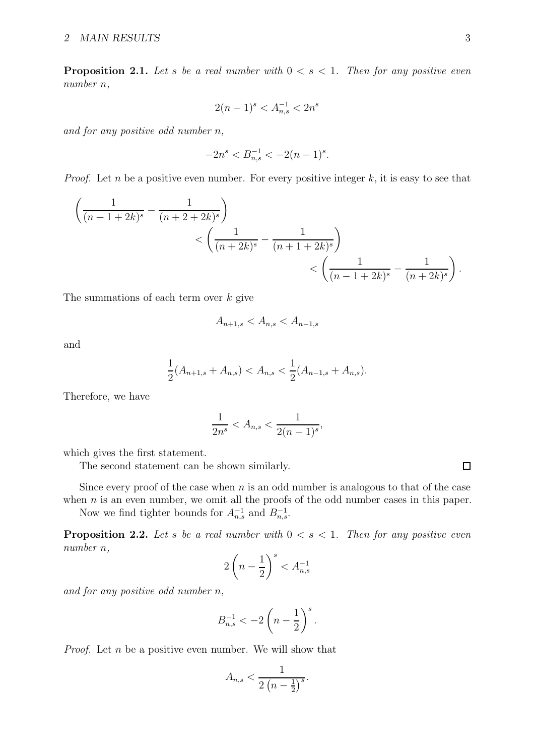**Proposition 2.1.** *Let $s$ be a real number with $0 < s < 1$. Then for any positive even number $n$,*

$$2(n-1)^s < A_{n,s}^{-1} < 2n^s$$

*and for any positive odd number $n$,*

$$-2n^s < B_{n,s}^{-1} < -2(n-1)^s.$$

*Proof.* Let $n$ be a positive even number. For every positive integer $k$, it is easy to see that

$$\begin{aligned}\left(\frac{1}{(n+1+2k)^s} - \frac{1}{(n+2+2k)^s}\right)& \\ < \left(\frac{1}{(n+2k)^s} - \frac{1}{(n+1+2k)^s}\right)& \\ < \left(\frac{1}{(n-1+2k)^s} - \frac{1}{(n+2k)^s}\right)&.\end{aligned}$$

The summations of each term over $k$ give

$$A_{n+1,s} < A_{n,s} < A_{n-1,s}$$

and

$$\frac{1}{2}(A_{n+1,s} + A_{n,s}) < A_{n,s} < \frac{1}{2}(A_{n-1,s} + A_{n,s}).$$

Therefore, we have

$$\frac{1}{2n^s} < A_{n,s} < \frac{1}{2(n-1)^s},$$

which gives the first statement.

The second statement can be shown similarly. □

Since every proof of the case when $n$ is an odd number is analogous to that of the case when $n$ is an even number, we omit all the proofs of the odd number cases in this paper.

Now we find tighter bounds for $A_{n,s}^{-1}$ and $B_{n,s}^{-1}$.

**Proposition 2.2.** *Let $s$ be a real number with $0 < s < 1$. Then for any positive even number $n$,*

$$2\left(n - \frac{1}{2}\right)^s < A_{n,s}^{-1}$$

*and for any positive odd number $n$,*

$$B_{n,s}^{-1} < -2\left(n - \frac{1}{2}\right)^s.$$

*Proof.* Let $n$ be a positive even number. We will show that

$$A_{n,s} < \frac{1}{2\left(n - \frac{1}{2}\right)^s}.$$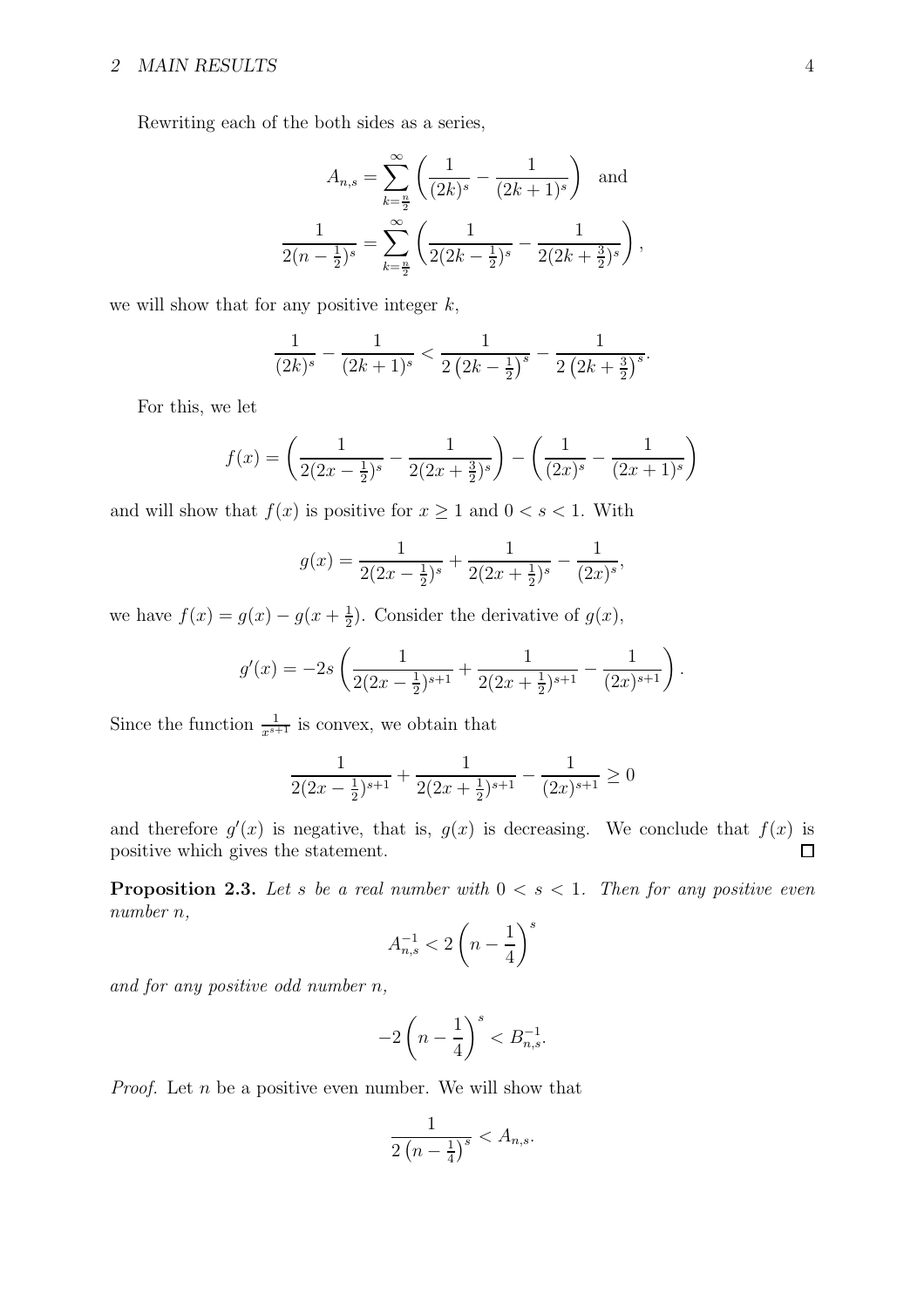Rewriting each of the both sides as a series,

$$A_{n,s} = \sum_{k=\frac{n}{2}}^{\infty} \left( \frac{1}{(2k)^s} - \frac{1}{(2k+1)^s} \right) \quad \text{and}$$

$$\frac{1}{2(n-\frac{1}{2})^s} = \sum_{k=\frac{n}{2}}^{\infty} \left( \frac{1}{2(2k-\frac{1}{2})^s} - \frac{1}{2(2k+\frac{3}{2})^s} \right),$$

we will show that for any positive integer $k$,

$$\frac{1}{(2k)^s} - \frac{1}{(2k+1)^s} < \frac{1}{2\left(2k-\frac{1}{2}\right)^s} - \frac{1}{2\left(2k+\frac{3}{2}\right)^s}.$$

For this, we let

$$f(x) = \left( \frac{1}{2(2x-\frac{1}{2})^s} - \frac{1}{2(2x+\frac{3}{2})^s} \right) - \left( \frac{1}{(2x)^s} - \frac{1}{(2x+1)^s} \right)$$

and will show that $f(x)$ is positive for $x \geq 1$ and $0 < s < 1$. With

$$g(x) = \frac{1}{2(2x-\frac{1}{2})^s} + \frac{1}{2(2x+\frac{1}{2})^s} - \frac{1}{(2x)^s},$$

we have $f(x) = g(x) - g(x+\frac{1}{2})$. Consider the derivative of $g(x)$,

$$g'(x) = -2s \left( \frac{1}{2(2x-\frac{1}{2})^{s+1}} + \frac{1}{2(2x+\frac{1}{2})^{s+1}} - \frac{1}{(2x)^{s+1}} \right).$$

Since the function $\frac{1}{x^{s+1}}$ is convex, we obtain that

$$\frac{1}{2(2x-\frac{1}{2})^{s+1}} + \frac{1}{2(2x+\frac{1}{2})^{s+1}} - \frac{1}{(2x)^{s+1}} \geq 0$$

and therefore $g'(x)$ is negative, that is, $g(x)$ is decreasing. We conclude that $f(x)$ is positive which gives the statement. □

**Proposition 2.3.** *Let $s$ be a real number with $0 < s < 1$. Then for any positive even number $n$,*

$$A_{n,s}^{-1} < 2\left(n - \frac{1}{4}\right)^s$$

*and for any positive odd number $n$,*

$$-2\left(n - \frac{1}{4}\right)^s < B_{n,s}^{-1}.$$

*Proof.* Let $n$ be a positive even number. We will show that

$$\frac{1}{2\left(n-\frac{1}{4}\right)^s} < A_{n,s}.$$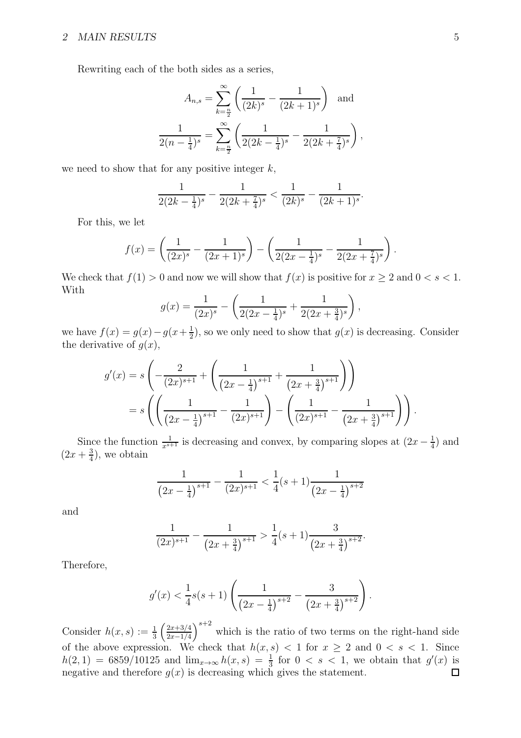Rewriting each of the both sides as a series,

$$A_{n,s} = \sum_{k=\frac{n}{2}}^{\infty} \left( \frac{1}{(2k)^s} - \frac{1}{(2k+1)^s} \right) \quad \text{and}$$

$$\frac{1}{2(n-\frac{1}{4})^s} = \sum_{k=\frac{n}{2}}^{\infty} \left( \frac{1}{2(2k-\frac{1}{4})^s} - \frac{1}{2(2k+\frac{7}{4})^s} \right),$$

we need to show that for any positive integer $k$,

$$\frac{1}{2(2k-\frac{1}{4})^s} - \frac{1}{2(2k+\frac{7}{4})^s} < \frac{1}{(2k)^s} - \frac{1}{(2k+1)^s}.$$

For this, we let

$$f(x) = \left( \frac{1}{(2x)^s} - \frac{1}{(2x+1)^s} \right) - \left( \frac{1}{2(2x-\frac{1}{4})^s} - \frac{1}{2(2x+\frac{7}{4})^s} \right).$$

We check that $f(1) > 0$ and now we will show that $f(x)$ is positive for $x \geq 2$ and $0 < s < 1$. With

$$g(x) = \frac{1}{(2x)^s} - \left( \frac{1}{2(2x-\frac{1}{4})^s} + \frac{1}{2(2x+\frac{3}{4})^s} \right),$$

we have $f(x) = g(x) - g(x+\frac{1}{2})$, so we only need to show that $g(x)$ is decreasing. Consider the derivative of $g(x)$,

$$\begin{aligned} g'(x) &= s \left( -\frac{2}{(2x)^{s+1}} + \left( \frac{1}{\left(2x-\frac{1}{4}\right)^{s+1}} + \frac{1}{\left(2x+\frac{3}{4}\right)^{s+1}} \right) \right) \\ &= s \left( \left( \frac{1}{\left(2x-\frac{1}{4}\right)^{s+1}} - \frac{1}{(2x)^{s+1}} \right) - \left( \frac{1}{(2x)^{s+1}} - \frac{1}{\left(2x+\frac{3}{4}\right)^{s+1}} \right) \right). \end{aligned}$$

Since the function $\frac{1}{x^{s+1}}$ is decreasing and convex, by comparing slopes at $(2x-\frac{1}{4})$ and $(2x+\frac{3}{4})$, we obtain

$$\frac{1}{\left(2x-\frac{1}{4}\right)^{s+1}} - \frac{1}{(2x)^{s+1}} < \frac{1}{4}(s+1)\frac{1}{\left(2x-\frac{1}{4}\right)^{s+2}}$$

and

$$\frac{1}{(2x)^{s+1}} - \frac{1}{\left(2x+\frac{3}{4}\right)^{s+1}} > \frac{1}{4}(s+1)\frac{3}{\left(2x+\frac{3}{4}\right)^{s+2}}.$$

Therefore,

$$g'(x) < \frac{1}{4}s(s+1)\left( \frac{1}{\left(2x-\frac{1}{4}\right)^{s+2}} - \frac{3}{\left(2x+\frac{3}{4}\right)^{s+2}} \right).$$

Consider $h(x,s) := \frac{1}{3}\left(\frac{2x+3/4}{2x-1/4}\right)^{s+2}$ which is the ratio of two terms on the right-hand side of the above expression. We check that $h(x,s) < 1$ for $x \geq 2$ and $0 < s < 1$. Since $h(2,1) = 6859/10125$ and $\lim_{x\to\infty} h(x,s) = \frac{1}{3}$ for $0 < s < 1$, we obtain that $g'(x)$ is negative and therefore $g(x)$ is decreasing which gives the statement. $\square$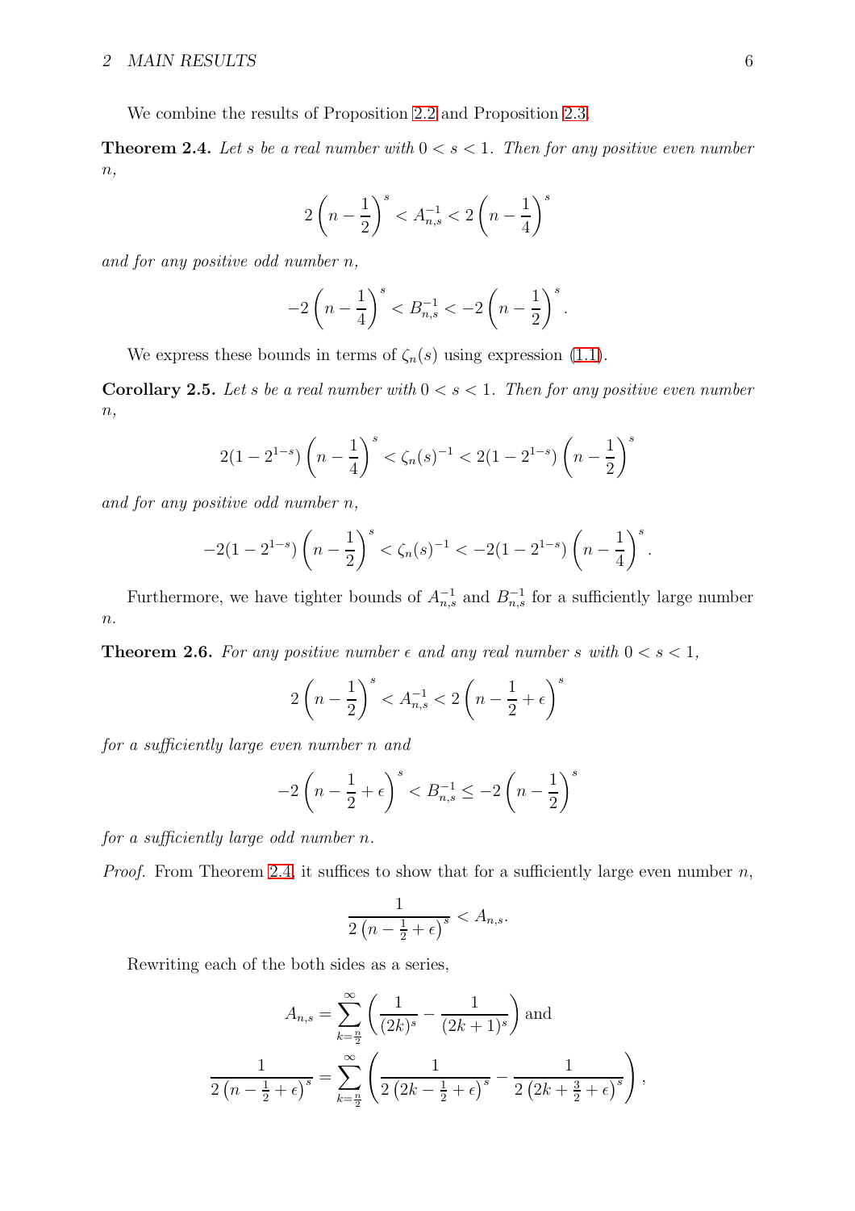We combine the results of Proposition 2.2 and Proposition 2.3.

**Theorem 2.4.** *Let $s$ be a real number with $0 < s < 1$. Then for any positive even number $n$,*

$$2\left(n-\frac{1}{2}\right)^s < A_{n,s}^{-1} < 2\left(n-\frac{1}{4}\right)^s$$

*and for any positive odd number $n$,*

$$-2\left(n-\frac{1}{4}\right)^s < B_{n,s}^{-1} < -2\left(n-\frac{1}{2}\right)^s.$$

We express these bounds in terms of $\zeta_n(s)$ using expression (1.1).

**Corollary 2.5.** *Let $s$ be a real number with $0 < s < 1$. Then for any positive even number $n$,*

$$2(1-2^{1-s})\left(n-\frac{1}{4}\right)^s < \zeta_n(s)^{-1} < 2(1-2^{1-s})\left(n-\frac{1}{2}\right)^s$$

*and for any positive odd number $n$,*

$$-2(1-2^{1-s})\left(n-\frac{1}{2}\right)^s < \zeta_n(s)^{-1} < -2(1-2^{1-s})\left(n-\frac{1}{4}\right)^s.$$

Furthermore, we have tighter bounds of $A_{n,s}^{-1}$ and $B_{n,s}^{-1}$ for a sufficiently large number $n$.

**Theorem 2.6.** *For any positive number $\epsilon$ and any real number $s$ with $0 < s < 1$,*

$$2\left(n-\frac{1}{2}\right)^s < A_{n,s}^{-1} < 2\left(n-\frac{1}{2}+\epsilon\right)^s$$

*for a sufficiently large even number $n$ and*

$$-2\left(n-\frac{1}{2}+\epsilon\right)^s < B_{n,s}^{-1} \leq -2\left(n-\frac{1}{2}\right)^s$$

*for a sufficiently large odd number $n$.*

*Proof.* From Theorem 2.4, it suffices to show that for a sufficiently large even number $n$,

$$\frac{1}{2\left(n-\frac{1}{2}+\epsilon\right)^s} < A_{n,s}.$$

Rewriting each of the both sides as a series,

$$A_{n,s} = \sum_{k=\frac{n}{2}}^{\infty}\left(\frac{1}{(2k)^s}-\frac{1}{(2k+1)^s}\right) \text{ and}$$

$$\frac{1}{2\left(n-\frac{1}{2}+\epsilon\right)^s} = \sum_{k=\frac{n}{2}}^{\infty}\left(\frac{1}{2\left(2k-\frac{1}{2}+\epsilon\right)^s}-\frac{1}{2\left(2k+\frac{3}{2}+\epsilon\right)^s}\right),$$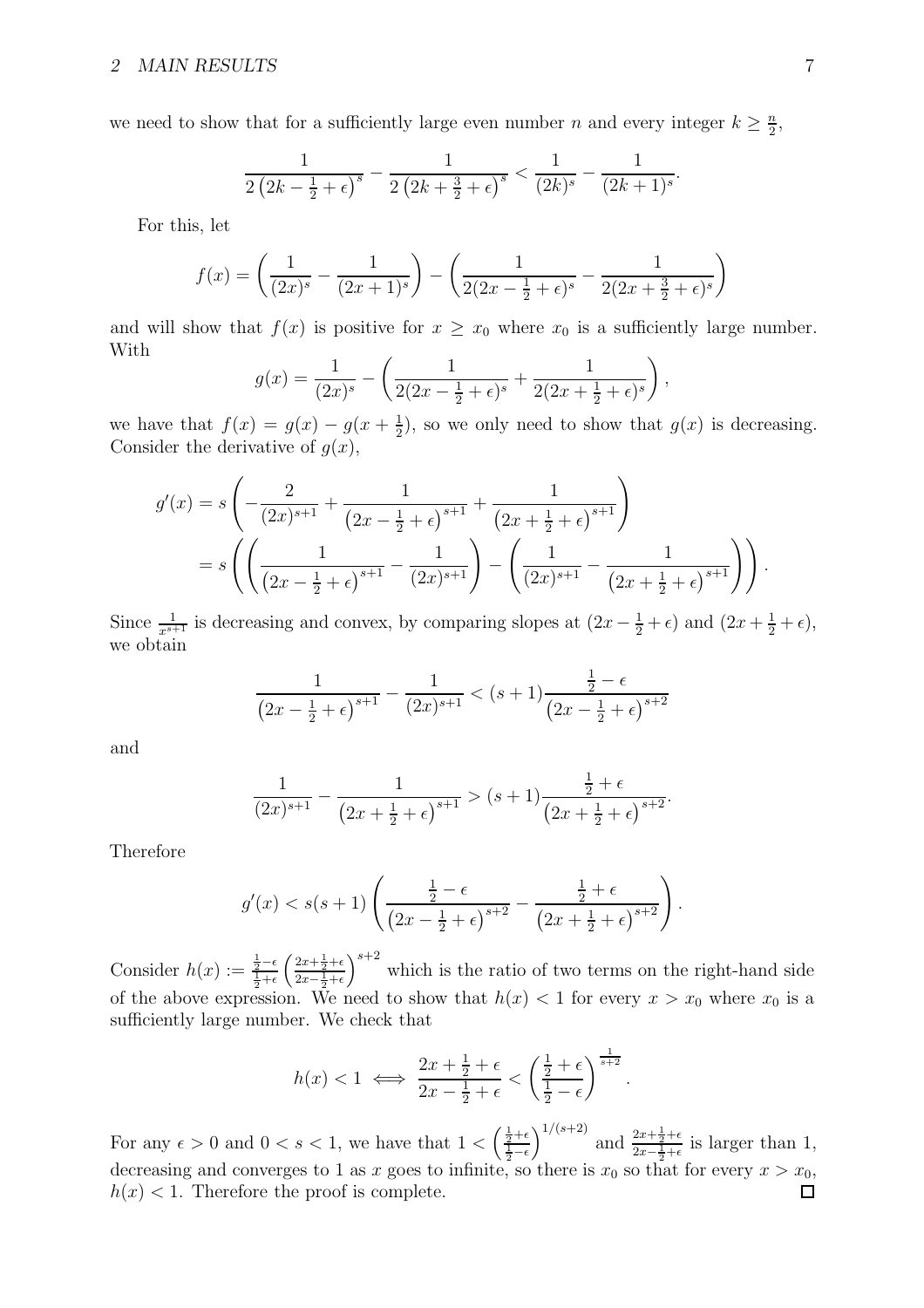we need to show that for a sufficiently large even number $n$ and every integer $k \geq \frac{n}{2}$,

$$\frac{1}{2\left(2k-\frac{1}{2}+\epsilon\right)^s} - \frac{1}{2\left(2k+\frac{3}{2}+\epsilon\right)^s} < \frac{1}{(2k)^s} - \frac{1}{(2k+1)^s}.$$

For this, let

$$f(x) = \left(\frac{1}{(2x)^s} - \frac{1}{(2x+1)^s}\right) - \left(\frac{1}{2(2x-\frac{1}{2}+\epsilon)^s} - \frac{1}{2(2x+\frac{3}{2}+\epsilon)^s}\right)$$

and will show that $f(x)$ is positive for $x \geq x_0$ where $x_0$ is a sufficiently large number. With

$$g(x) = \frac{1}{(2x)^s} - \left(\frac{1}{2(2x-\frac{1}{2}+\epsilon)^s} + \frac{1}{2(2x+\frac{1}{2}+\epsilon)^s}\right),$$

we have that $f(x) = g(x) - g(x+\frac{1}{2})$, so we only need to show that $g(x)$ is decreasing. Consider the derivative of $g(x)$,

$$\begin{aligned}
g'(x) &= s\left(-\frac{2}{(2x)^{s+1}} + \frac{1}{\left(2x-\frac{1}{2}+\epsilon\right)^{s+1}} + \frac{1}{\left(2x+\frac{1}{2}+\epsilon\right)^{s+1}}\right) \\
&= s\left(\left(\frac{1}{\left(2x-\frac{1}{2}+\epsilon\right)^{s+1}} - \frac{1}{(2x)^{s+1}}\right) - \left(\frac{1}{(2x)^{s+1}} - \frac{1}{\left(2x+\frac{1}{2}+\epsilon\right)^{s+1}}\right)\right).
\end{aligned}$$

Since $\frac{1}{x^{s+1}}$ is decreasing and convex, by comparing slopes at $(2x-\frac{1}{2}+\epsilon)$ and $(2x+\frac{1}{2}+\epsilon)$, we obtain

$$\frac{1}{\left(2x-\frac{1}{2}+\epsilon\right)^{s+1}} - \frac{1}{(2x)^{s+1}} < (s+1)\frac{\frac{1}{2}-\epsilon}{\left(2x-\frac{1}{2}+\epsilon\right)^{s+2}}$$

and

$$\frac{1}{(2x)^{s+1}} - \frac{1}{\left(2x+\frac{1}{2}+\epsilon\right)^{s+1}} > (s+1)\frac{\frac{1}{2}+\epsilon}{\left(2x+\frac{1}{2}+\epsilon\right)^{s+2}}.$$

Therefore

$$g'(x) < s(s+1)\left(\frac{\frac{1}{2}-\epsilon}{\left(2x-\frac{1}{2}+\epsilon\right)^{s+2}} - \frac{\frac{1}{2}+\epsilon}{\left(2x+\frac{1}{2}+\epsilon\right)^{s+2}}\right).$$

Consider $h(x) := \frac{\frac{1}{2}-\epsilon}{\frac{1}{2}+\epsilon}\left(\frac{2x+\frac{1}{2}+\epsilon}{2x-\frac{1}{2}+\epsilon}\right)^{s+2}$ which is the ratio of two terms on the right-hand side of the above expression. We need to show that $h(x) < 1$ for every $x > x_0$ where $x_0$ is a sufficiently large number. We check that

$$h(x) < 1 \iff \frac{2x+\frac{1}{2}+\epsilon}{2x-\frac{1}{2}+\epsilon} < \left(\frac{\frac{1}{2}+\epsilon}{\frac{1}{2}-\epsilon}\right)^{\frac{1}{s+2}}.$$

For any $\epsilon > 0$ and $0 < s < 1$, we have that $1 < \left(\frac{\frac{1}{2}+\epsilon}{\frac{1}{2}-\epsilon}\right)^{1/(s+2)}$ and $\frac{2x+\frac{1}{2}+\epsilon}{2x-\frac{1}{2}+\epsilon}$ is larger than 1, decreasing and converges to 1 as $x$ goes to infinite, so there is $x_0$ so that for every $x > x_0$, $h(x) < 1$. Therefore the proof is complete. □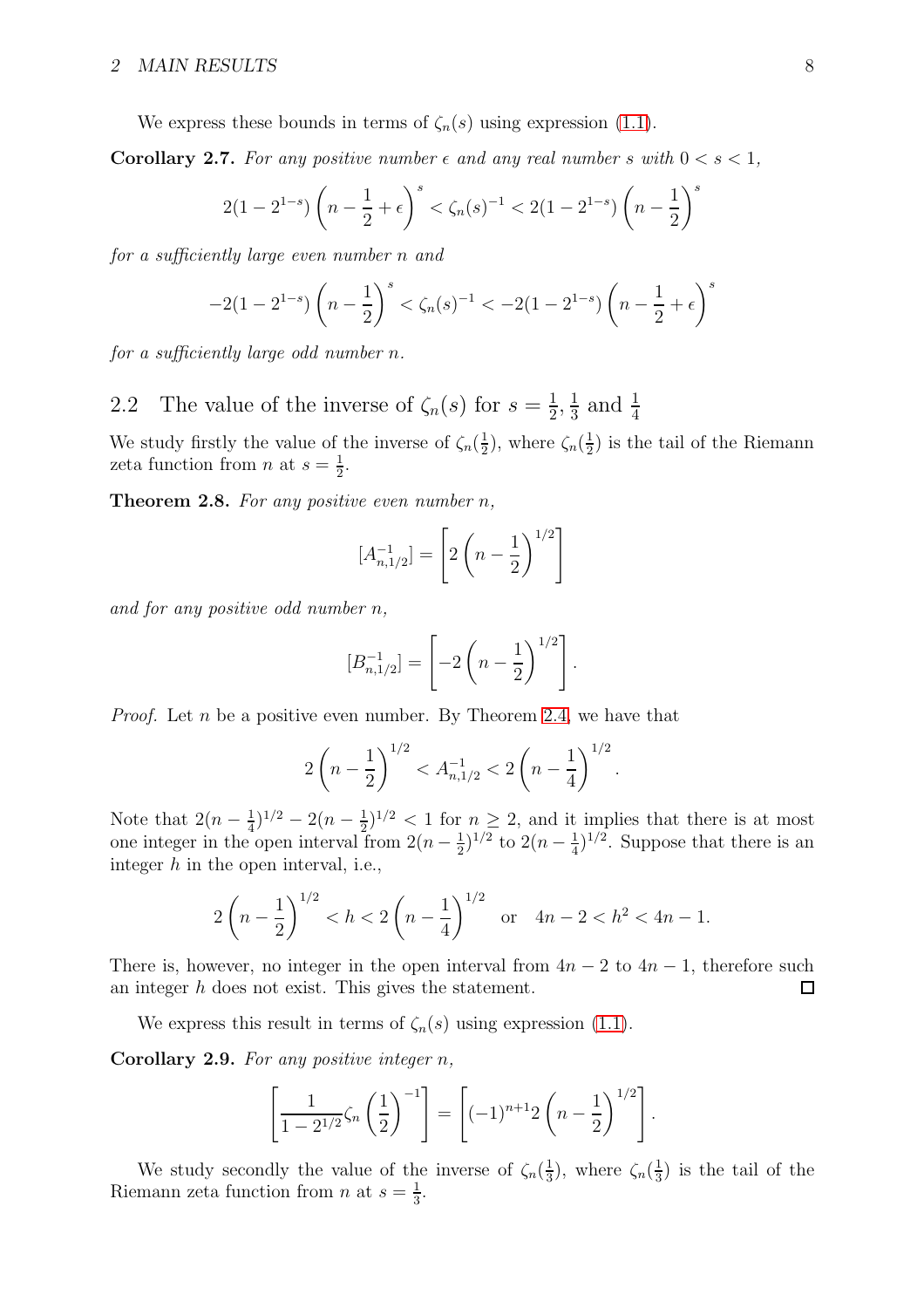We express these bounds in terms of $\zeta_n(s)$ using expression (1.1).

**Corollary 2.7.** *For any positive number $\epsilon$ and any real number $s$ with $0 < s < 1$,*

$$2(1-2^{1-s})\left(n-\frac{1}{2}+\epsilon\right)^s < \zeta_n(s)^{-1} < 2(1-2^{1-s})\left(n-\frac{1}{2}\right)^s$$

*for a sufficiently large even number $n$ and*

$$-2(1-2^{1-s})\left(n-\frac{1}{2}\right)^s < \zeta_n(s)^{-1} < -2(1-2^{1-s})\left(n-\frac{1}{2}+\epsilon\right)^s$$

*for a sufficiently large odd number $n$.*

## 2.2 The value of the inverse of $\zeta_n(s)$ for $s = \frac{1}{2}, \frac{1}{3}$ and $\frac{1}{4}$

We study firstly the value of the inverse of $\zeta_n(\frac{1}{2})$, where $\zeta_n(\frac{1}{2})$ is the tail of the Riemann zeta function from $n$ at $s = \frac{1}{2}$.

**Theorem 2.8.** *For any positive even number $n$,*

$$[A_{n,1/2}^{-1}] = \left[2\left(n-\frac{1}{2}\right)^{1/2}\right]$$

*and for any positive odd number $n$,*

$$[B_{n,1/2}^{-1}] = \left[-2\left(n-\frac{1}{2}\right)^{1/2}\right].$$

*Proof.* Let $n$ be a positive even number. By Theorem 2.4, we have that

$$2\left(n-\frac{1}{2}\right)^{1/2} < A_{n,1/2}^{-1} < 2\left(n-\frac{1}{4}\right)^{1/2}.$$

Note that $2(n-\frac{1}{4})^{1/2} - 2(n-\frac{1}{2})^{1/2} < 1$ for $n \geq 2$, and it implies that there is at most one integer in the open interval from $2(n-\frac{1}{2})^{1/2}$ to $2(n-\frac{1}{4})^{1/2}$. Suppose that there is an integer $h$ in the open interval, i.e.,

$$2\left(n-\frac{1}{2}\right)^{1/2} < h < 2\left(n-\frac{1}{4}\right)^{1/2} \quad \text{or} \quad 4n-2 < h^2 < 4n-1.$$

There is, however, no integer in the open interval from $4n-2$ to $4n-1$, therefore such an integer $h$ does not exist. This gives the statement. ∎

We express this result in terms of $\zeta_n(s)$ using expression (1.1).

**Corollary 2.9.** *For any positive integer $n$,*

$$\left[\frac{1}{1-2^{1/2}}\zeta_n\left(\frac{1}{2}\right)^{-1}\right] = \left[(-1)^{n+1}2\left(n-\frac{1}{2}\right)^{1/2}\right].$$

We study secondly the value of the inverse of $\zeta_n(\frac{1}{3})$, where $\zeta_n(\frac{1}{3})$ is the tail of the Riemann zeta function from $n$ at $s = \frac{1}{3}$.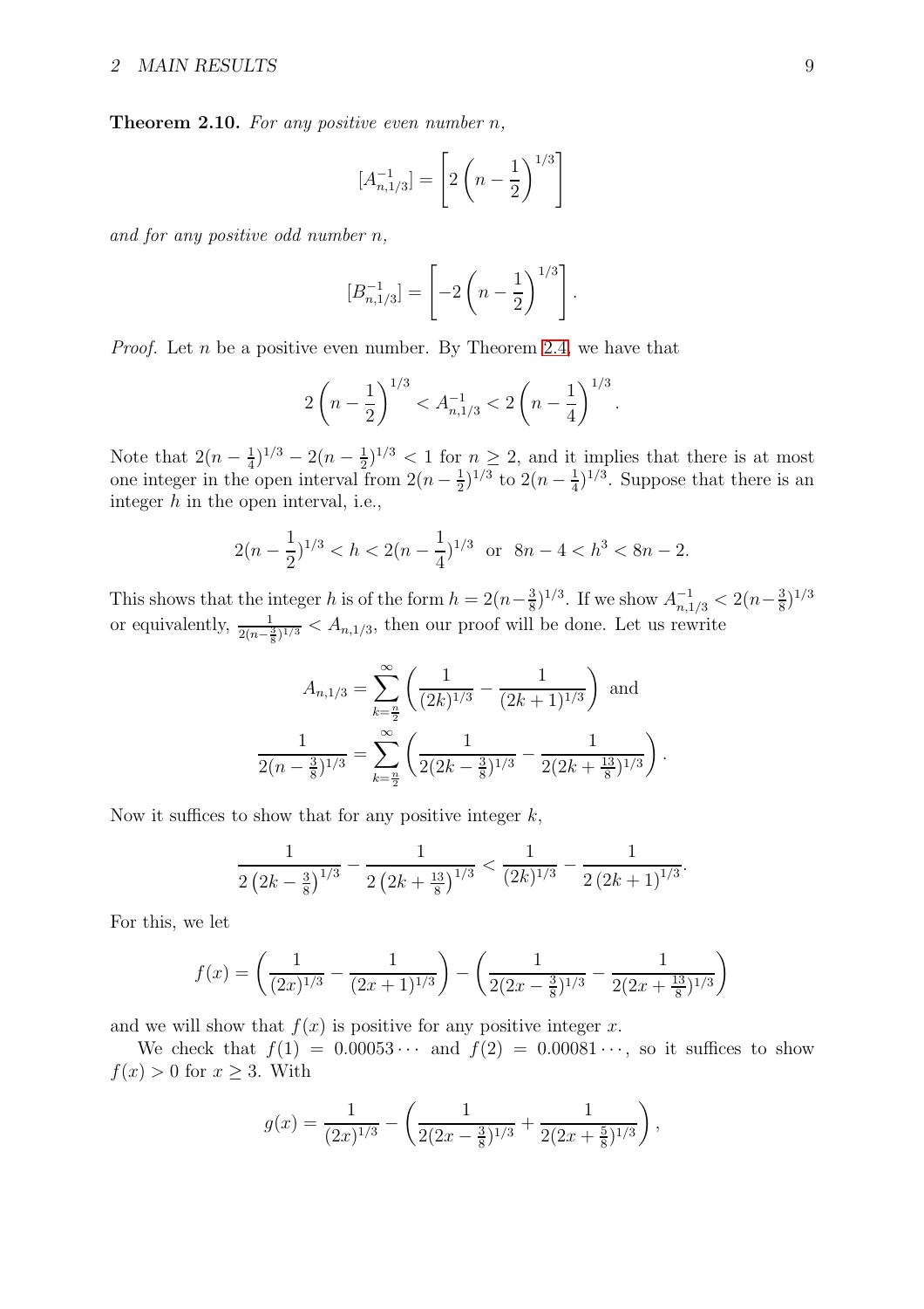**Theorem 2.10.** *For any positive even number $n$,*

$$[A_{n,1/3}^{-1}] = \left[2\left(n - \frac{1}{2}\right)^{1/3}\right]$$

*and for any positive odd number $n$,*

$$[B_{n,1/3}^{-1}] = \left[-2\left(n - \frac{1}{2}\right)^{1/3}\right].$$

*Proof.* Let $n$ be a positive even number. By Theorem 2.4, we have that

$$2\left(n - \frac{1}{2}\right)^{1/3} < A_{n,1/3}^{-1} < 2\left(n - \frac{1}{4}\right)^{1/3}.$$

Note that $2(n-\frac{1}{4})^{1/3} - 2(n-\frac{1}{2})^{1/3} < 1$ for $n \geq 2$, and it implies that there is at most one integer in the open interval from $2(n-\frac{1}{2})^{1/3}$ to $2(n-\frac{1}{4})^{1/3}$. Suppose that there is an integer $h$ in the open interval, i.e.,

$$2(n - \frac{1}{2})^{1/3} < h < 2(n - \frac{1}{4})^{1/3} \ \text{ or } \ 8n - 4 < h^3 < 8n - 2.$$

This shows that the integer $h$ is of the form $h = 2(n-\frac{3}{8})^{1/3}$. If we show $A_{n,1/3}^{-1} < 2(n-\frac{3}{8})^{1/3}$ or equivalently, $\frac{1}{2(n-\frac{3}{8})^{1/3}} < A_{n,1/3}$, then our proof will be done. Let us rewrite

$$A_{n,1/3} = \sum_{k=\frac{n}{2}}^{\infty}\left(\frac{1}{(2k)^{1/3}} - \frac{1}{(2k+1)^{1/3}}\right) \text{ and}$$
$$\frac{1}{2(n-\frac{3}{8})^{1/3}} = \sum_{k=\frac{n}{2}}^{\infty}\left(\frac{1}{2(2k-\frac{3}{8})^{1/3}} - \frac{1}{2(2k+\frac{13}{8})^{1/3}}\right).$$

Now it suffices to show that for any positive integer $k$,

$$\frac{1}{2\left(2k-\frac{3}{8}\right)^{1/3}} - \frac{1}{2\left(2k+\frac{13}{8}\right)^{1/3}} < \frac{1}{(2k)^{1/3}} - \frac{1}{2\left(2k+1\right)^{1/3}}.$$

For this, we let

$$f(x) = \left(\frac{1}{(2x)^{1/3}} - \frac{1}{(2x+1)^{1/3}}\right) - \left(\frac{1}{2(2x-\frac{3}{8})^{1/3}} - \frac{1}{2(2x+\frac{13}{8})^{1/3}}\right)$$

and we will show that $f(x)$ is positive for any positive integer $x$.

We check that $f(1) = 0.00053\cdots$ and $f(2) = 0.00081\cdots$, so it suffices to show $f(x) > 0$ for $x \geq 3$. With

$$g(x) = \frac{1}{(2x)^{1/3}} - \left(\frac{1}{2(2x-\frac{3}{8})^{1/3}} + \frac{1}{2(2x+\frac{5}{8})^{1/3}}\right),$$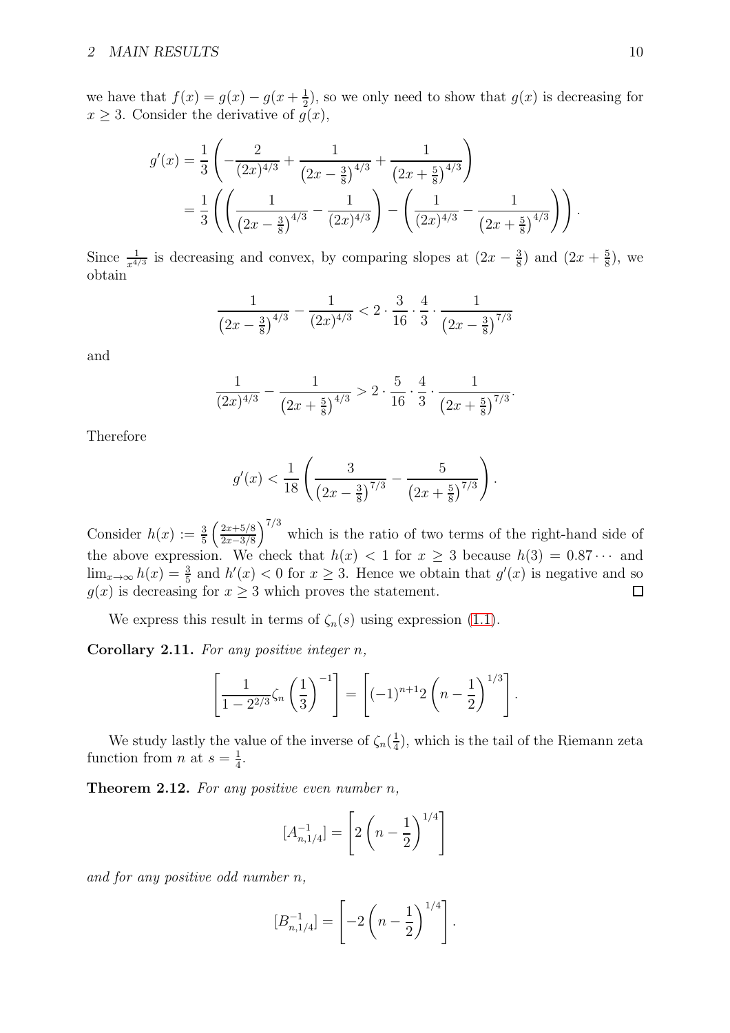we have that $f(x) = g(x) - g(x + \frac{1}{2})$, so we only need to show that $g(x)$ is decreasing for $x \geq 3$. Consider the derivative of $g(x)$,

$$
\begin{aligned}
g'(x) &= \frac{1}{3}\left( -\frac{2}{(2x)^{4/3}} + \frac{1}{\left(2x - \frac{3}{8}\right)^{4/3}} + \frac{1}{\left(2x + \frac{5}{8}\right)^{4/3}} \right) \\
&= \frac{1}{3}\left( \left( \frac{1}{\left(2x - \frac{3}{8}\right)^{4/3}} - \frac{1}{(2x)^{4/3}} \right) - \left( \frac{1}{(2x)^{4/3}} - \frac{1}{\left(2x + \frac{5}{8}\right)^{4/3}} \right) \right).
\end{aligned}
$$

Since $\frac{1}{x^{4/3}}$ is decreasing and convex, by comparing slopes at $(2x - \frac{3}{8})$ and $(2x + \frac{5}{8})$, we obtain

$$
\frac{1}{\left(2x - \frac{3}{8}\right)^{4/3}} - \frac{1}{(2x)^{4/3}} < 2 \cdot \frac{3}{16} \cdot \frac{4}{3} \cdot \frac{1}{\left(2x - \frac{3}{8}\right)^{7/3}}
$$

and

$$
\frac{1}{(2x)^{4/3}} - \frac{1}{\left(2x + \frac{5}{8}\right)^{4/3}} > 2 \cdot \frac{5}{16} \cdot \frac{4}{3} \cdot \frac{1}{\left(2x + \frac{5}{8}\right)^{7/3}}.
$$

Therefore

$$
g'(x) < \frac{1}{18}\left( \frac{3}{\left(2x - \frac{3}{8}\right)^{7/3}} - \frac{5}{\left(2x + \frac{5}{8}\right)^{7/3}} \right).
$$

Consider $h(x) := \frac{3}{5}\left(\frac{2x+5/8}{2x-3/8}\right)^{7/3}$ which is the ratio of two terms of the right-hand side of the above expression. We check that $h(x) < 1$ for $x \geq 3$ because $h(3) = 0.87\cdots$ and $\lim_{x\to\infty} h(x) = \frac{3}{5}$ and $h'(x) < 0$ for $x \geq 3$. Hence we obtain that $g'(x)$ is negative and so $g(x)$ is decreasing for $x \geq 3$ which proves the statement. $\square$

We express this result in terms of $\zeta_n(s)$ using expression (1.1).

**Corollary 2.11.** *For any positive integer $n$,*

$$
\left[ \frac{1}{1 - 2^{2/3}} \zeta_n\left(\frac{1}{3}\right)^{-1} \right] = \left[ (-1)^{n+1} 2 \left(n - \frac{1}{2}\right)^{1/3} \right].
$$

We study lastly the value of the inverse of $\zeta_n(\frac{1}{4})$, which is the tail of the Riemann zeta function from $n$ at $s = \frac{1}{4}$.

**Theorem 2.12.** *For any positive even number $n$,*

$$
[A_{n,1/4}^{-1}] = \left[ 2\left(n - \frac{1}{2}\right)^{1/4} \right]
$$

*and for any positive odd number $n$,*

$$
[B_{n,1/4}^{-1}] = \left[ -2\left(n - \frac{1}{2}\right)^{1/4} \right].
$$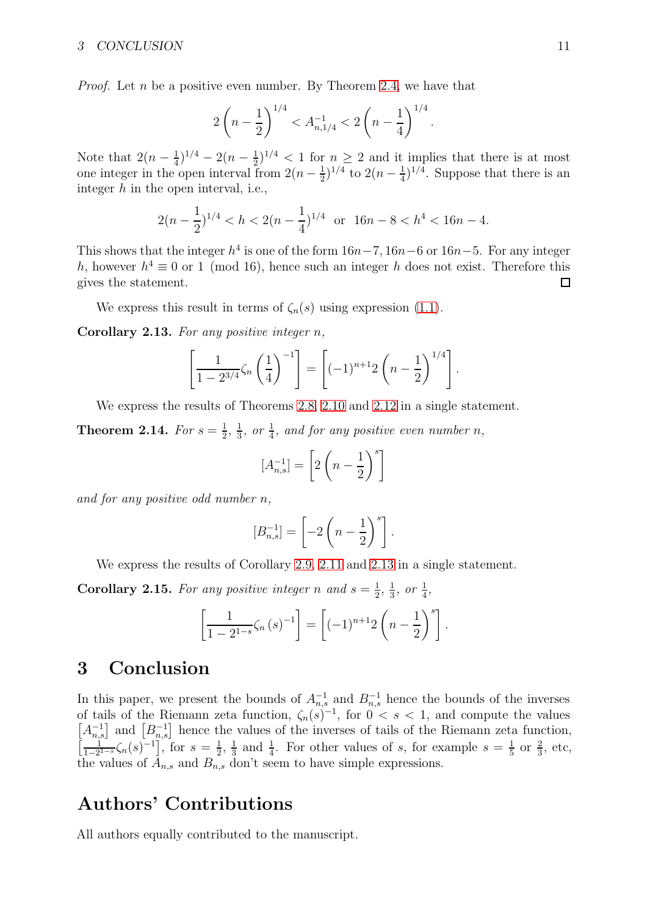*Proof.* Let $n$ be a positive even number. By Theorem 2.4, we have that

$$2\left(n-\frac{1}{2}\right)^{1/4} < A_{n,1/4}^{-1} < 2\left(n-\frac{1}{4}\right)^{1/4}.$$

Note that $2(n-\frac{1}{4})^{1/4} - 2(n-\frac{1}{2})^{1/4} < 1$ for $n \geq 2$ and it implies that there is at most one integer in the open interval from $2(n-\frac{1}{2})^{1/4}$ to $2(n-\frac{1}{4})^{1/4}$. Suppose that there is an integer $h$ in the open interval, i.e.,

$$2(n-\frac{1}{2})^{1/4} < h < 2(n-\frac{1}{4})^{1/4} \quad \text{or} \quad 16n-8 < h^4 < 16n-4.$$

This shows that the integer $h^4$ is one of the form $16n-7, 16n-6$ or $16n-5$. For any integer $h$, however $h^4 \equiv 0$ or $1 \pmod{16}$, hence such an integer $h$ does not exist. Therefore this gives the statement. ◻

We express this result in terms of $\zeta_n(s)$ using expression (1.1).

**Corollary 2.13.** *For any positive integer $n$,*

$$\left[\frac{1}{1-2^{3/4}}\zeta_n\left(\frac{1}{4}\right)^{-1}\right] = \left[(-1)^{n+1}2\left(n-\frac{1}{2}\right)^{1/4}\right].$$

We express the results of Theorems 2.8, 2.10 and 2.12 in a single statement.

**Theorem 2.14.** *For $s = \frac{1}{2}$, $\frac{1}{3}$, or $\frac{1}{4}$, and for any positive even number $n$,*

$$[A_{n,s}^{-1}] = \left[2\left(n-\frac{1}{2}\right)^{s}\right]$$

*and for any positive odd number $n$,*

$$[B_{n,s}^{-1}] = \left[-2\left(n-\frac{1}{2}\right)^{s}\right].$$

We express the results of Corollary 2.9, 2.11 and 2.13 in a single statement.

**Corollary 2.15.** *For any positive integer $n$ and $s = \frac{1}{2}$, $\frac{1}{3}$, or $\frac{1}{4}$,*

$$\left[\frac{1}{1-2^{1-s}}\zeta_n(s)^{-1}\right] = \left[(-1)^{n+1}2\left(n-\frac{1}{2}\right)^{s}\right].$$

# 3 Conclusion

In this paper, we present the bounds of $A_{n,s}^{-1}$ and $B_{n,s}^{-1}$ hence the bounds of the inverses of tails of the Riemann zeta function, $\zeta_n(s)^{-1}$, for $0 < s < 1$, and compute the values $\left[A_{n,s}^{-1}\right]$ and $\left[B_{n,s}^{-1}\right]$ hence the values of the inverses of tails of the Riemann zeta function, $\left[\frac{1}{1-2^{1-s}}\zeta_n(s)^{-1}\right]$, for $s = \frac{1}{2}$, $\frac{1}{3}$ and $\frac{1}{4}$. For other values of $s$, for example $s = \frac{1}{5}$ or $\frac{2}{3}$, etc, the values of $A_{n,s}$ and $B_{n,s}$ don't seem to have simple expressions.

# Authors' Contributions

All authors equally contributed to the manuscript.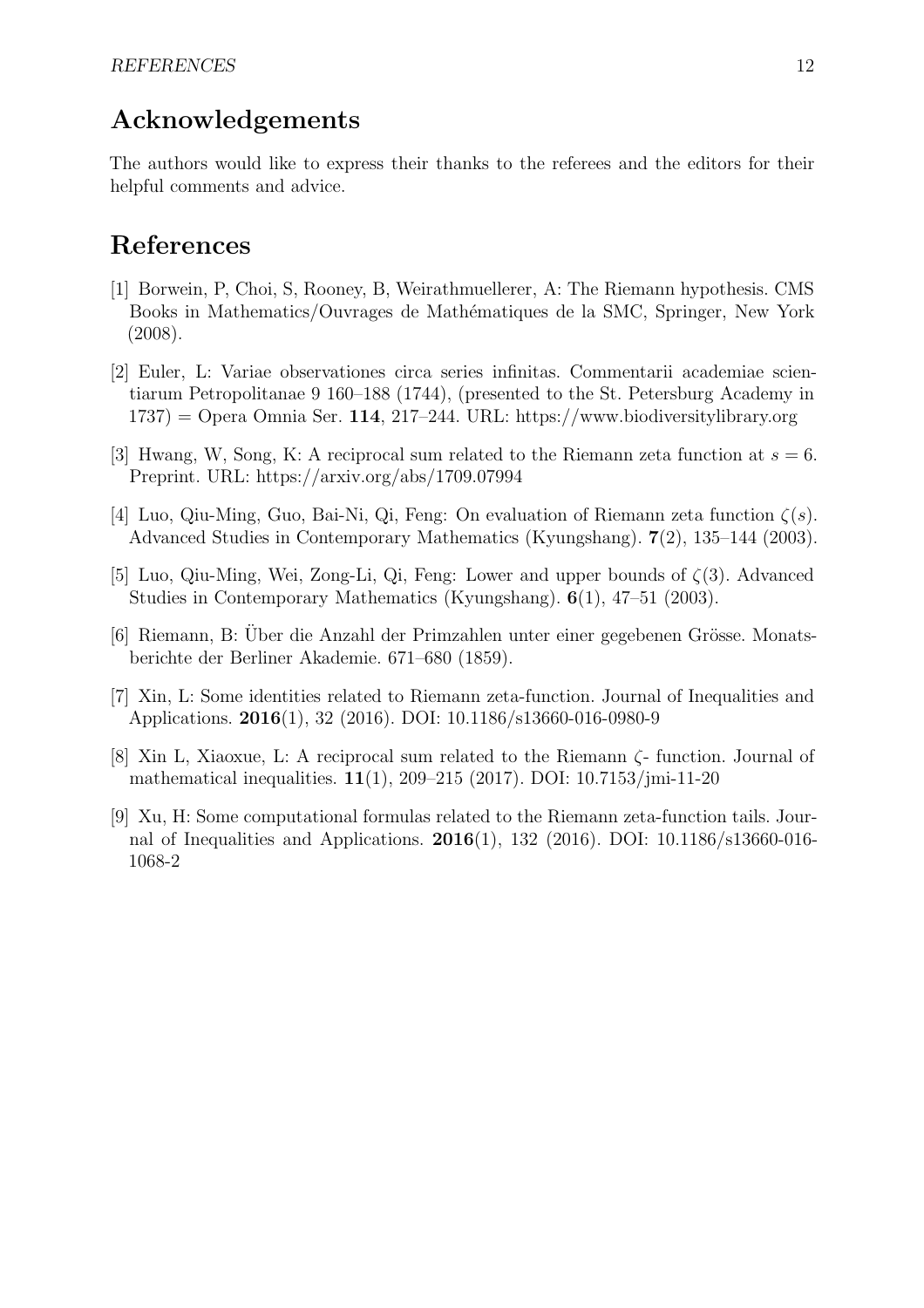## Acknowledgements

The authors would like to express their thanks to the referees and the editors for their helpful comments and advice.

## References

[1] Borwein, P, Choi, S, Rooney, B, Weirathmuellerer, A: The Riemann hypothesis. CMS Books in Mathematics/Ouvrages de Mathématiques de la SMC, Springer, New York (2008).

[2] Euler, L: Variae observationes circa series infinitas. Commentarii academiae scientiarum Petropolitanae 9 160–188 (1744), (presented to the St. Petersburg Academy in 1737) = Opera Omnia Ser. **114**, 217–244. URL: https://www.biodiversitylibrary.org

[3] Hwang, W, Song, K: A reciprocal sum related to the Riemann zeta function at $s = 6$. Preprint. URL: https://arxiv.org/abs/1709.07994

[4] Luo, Qiu-Ming, Guo, Bai-Ni, Qi, Feng: On evaluation of Riemann zeta function $\zeta(s)$. Advanced Studies in Contemporary Mathematics (Kyungshang). **7**(2), 135–144 (2003).

[5] Luo, Qiu-Ming, Wei, Zong-Li, Qi, Feng: Lower and upper bounds of $\zeta(3)$. Advanced Studies in Contemporary Mathematics (Kyungshang). **6**(1), 47–51 (2003).

[6] Riemann, B: Über die Anzahl der Primzahlen unter einer gegebenen Grösse. Monatsberichte der Berliner Akademie. 671–680 (1859).

[7] Xin, L: Some identities related to Riemann zeta-function. Journal of Inequalities and Applications. **2016**(1), 32 (2016). DOI: 10.1186/s13660-016-0980-9

[8] Xin L, Xiaoxue, L: A reciprocal sum related to the Riemann $\zeta$- function. Journal of mathematical inequalities. **11**(1), 209–215 (2017). DOI: 10.7153/jmi-11-20

[9] Xu, H: Some computational formulas related to the Riemann zeta-function tails. Journal of Inequalities and Applications. **2016**(1), 132 (2016). DOI: 10.1186/s13660-016-1068-2